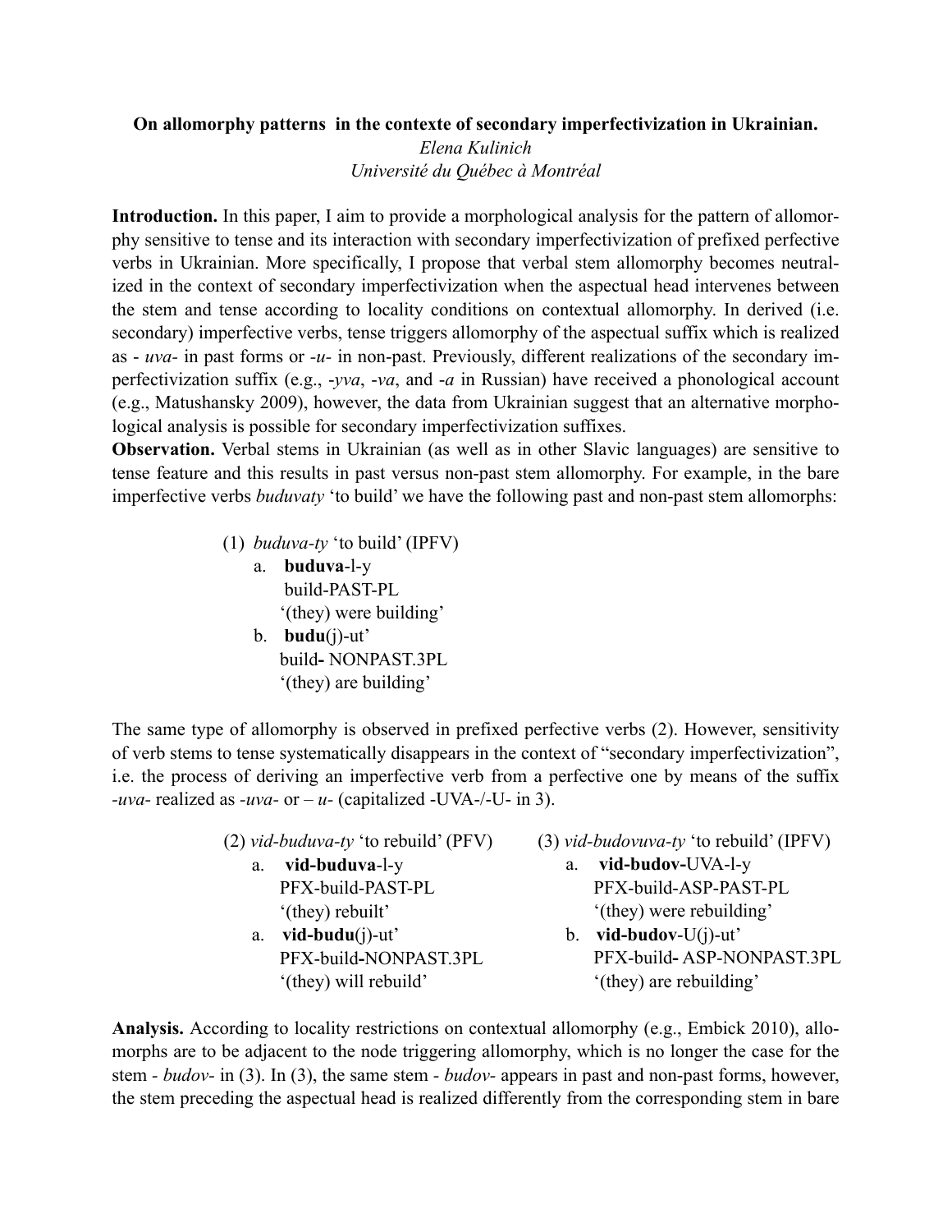**On allomorphy patterns  in the contexte of secondary imperfectivization in Ukrainian.**

*Elena Kulinich*

*Université du Québec à Montréal*

**Introduction.** In this paper, I aim to provide a morphological analysis for the pattern of allomorphy sensitive to tense and its interaction with secondary imperfectivization of prefixed perfective verbs in Ukrainian. More specifically, I propose that verbal stem allomorphy becomes neutralized in the context of secondary imperfectivization when the aspectual head intervenes between the stem and tense according to locality conditions on contextual allomorphy. In derived (i.e. secondary) imperfective verbs, tense triggers allomorphy of the aspectual suffix which is realized as - *uva-* in past forms or *-u-* in non-past. Previously, different realizations of the secondary imperfectivization suffix (e.g., *-yva*, *-va*, and *-a* in Russian) have received a phonological account (e.g., Matushansky 2009), however, the data from Ukrainian suggest that an alternative morphological analysis is possible for secondary imperfectivization suffixes.

**Observation.** Verbal stems in Ukrainian (as well as in other Slavic languages) are sensitive to tense feature and this results in past versus non-past stem allomorphy. For example, in the bare imperfective verbs *buduvaty* 'to build' we have the following past and non-past stem allomorphs:

(1) *buduva-ty* 'to build' (IPFV)

a. **buduva**-l-y
   build-PAST-PL
   '(they) were building'

b. **budu**(j)-ut'
   build- NONPAST.3PL
   '(they) are building'

The same type of allomorphy is observed in prefixed perfective verbs (2). However, sensitivity of verb stems to tense systematically disappears in the context of "secondary imperfectivization", i.e. the process of deriving an imperfective verb from a perfective one by means of the suffix *-uva-* realized as *-uva-* or – *u-* (capitalized -UVA-/-U- in 3).

(2) *vid-buduva-ty* 'to rebuild' (PFV)

a. **vid-buduva**-l-y
   PFX-build-PAST-PL
   '(they) rebuilt'

a. **vid-budu**(j)-ut'
   PFX-build-NONPAST.3PL
   '(they) will rebuild'

(3) *vid-budovuva-ty* 'to rebuild' (IPFV)

a. **vid-budov-**UVA-l-y
   PFX-build-ASP-PAST-PL
   '(they) were rebuilding'

b. **vid-budov**-U(j)-ut'
   PFX-build- ASP-NONPAST.3PL
   '(they) are rebuilding'

**Analysis.** According to locality restrictions on contextual allomorphy (e.g., Embick 2010), allomorphs are to be adjacent to the node triggering allomorphy, which is no longer the case for the stem - *budov-* in (3). In (3), the same stem - *budov-* appears in past and non-past forms, however, the stem preceding the aspectual head is realized differently from the corresponding stem in bare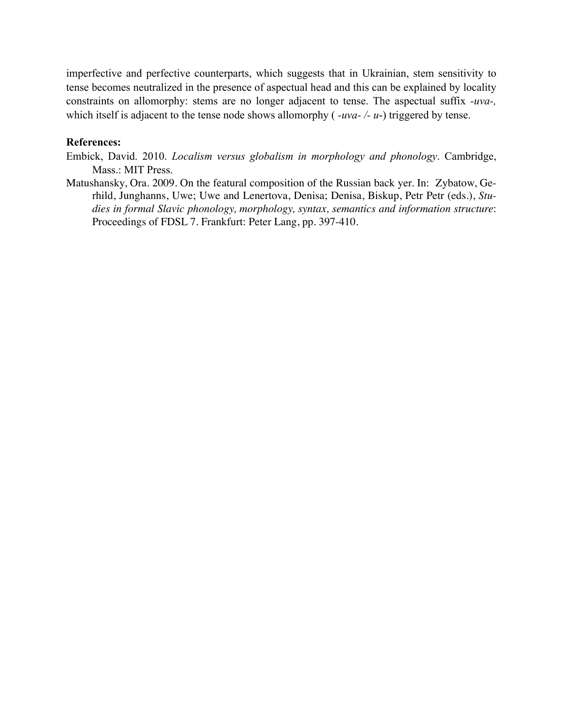imperfective and perfective counterparts, which suggests that in Ukrainian, stem sensitivity to tense becomes neutralized in the presence of aspectual head and this can be explained by locality constraints on allomorphy: stems are no longer adjacent to tense. The aspectual suffix *-uva-,* which itself is adjacent to the tense node shows allomorphy ( *-uva- /- u-*) triggered by tense.

**References:**

Embick, David. 2010. *Localism versus globalism in morphology and phonology*. Cambridge, Mass.: MIT Press.

Matushansky, Ora. 2009. On the featural composition of the Russian back yer. In: Zybatow, Gerhild, Junghanns, Uwe; Uwe and Lenertova, Denisa; Denisa, Biskup, Petr Petr (eds.), *Studies in formal Slavic phonology, morphology, syntax, semantics and information structure*: Proceedings of FDSL 7. Frankfurt: Peter Lang, pp. 397-410.